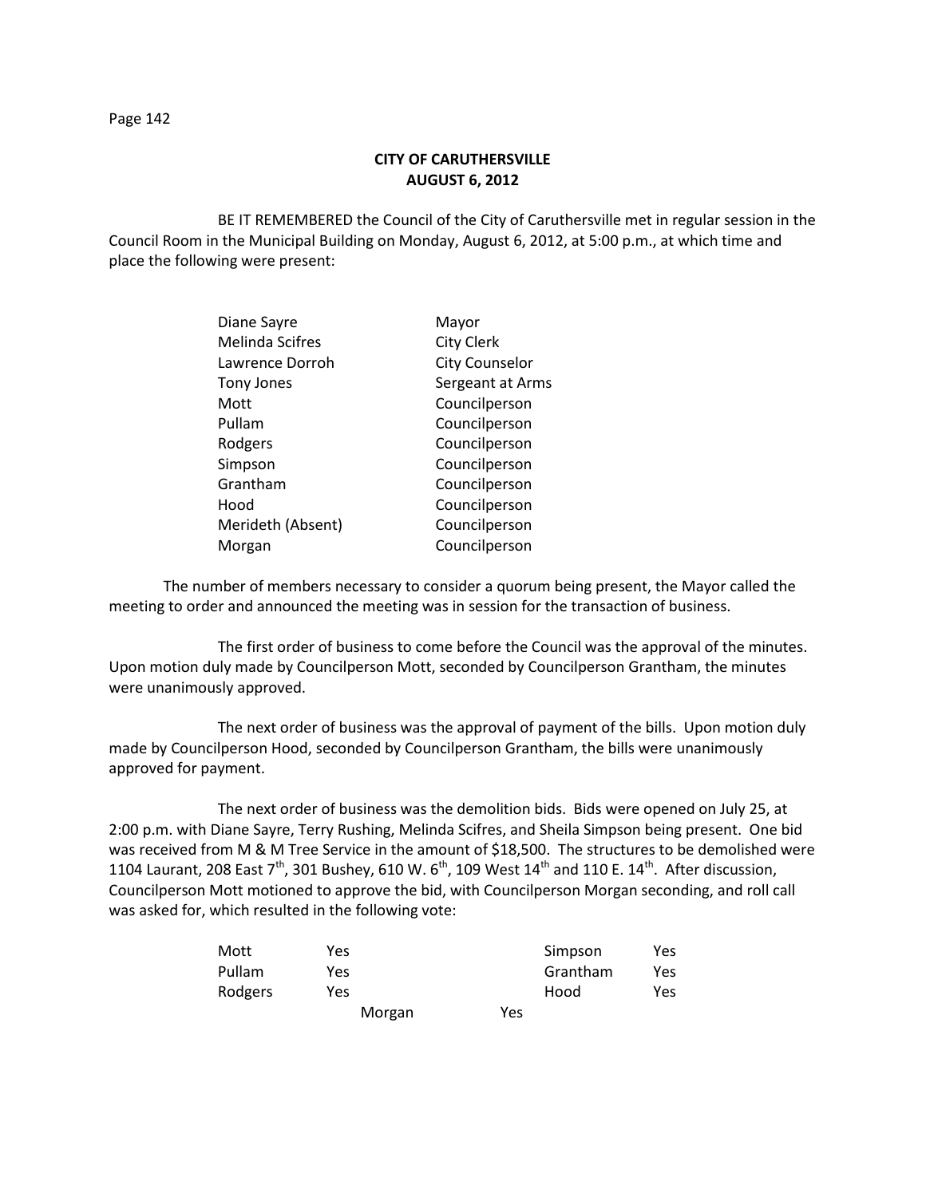# CITY OF CARUTHERSVILLE
## AUGUST 6, 2012

BE IT REMEMBERED the Council of the City of Caruthersville met in regular session in the Council Room in the Municipal Building on Monday, August 6, 2012, at 5:00 p.m., at which time and place the following were present:

| | |
|---|---|
| Diane Sayre | Mayor |
| Melinda Scifres | City Clerk |
| Lawrence Dorroh | City Counselor |
| Tony Jones | Sergeant at Arms |
| Mott | Councilperson |
| Pullam | Councilperson |
| Rodgers | Councilperson |
| Simpson | Councilperson |
| Grantham | Councilperson |
| Hood | Councilperson |
| Merideth (Absent) | Councilperson |
| Morgan | Councilperson |

The number of members necessary to consider a quorum being present, the Mayor called the meeting to order and announced the meeting was in session for the transaction of business.

The first order of business to come before the Council was the approval of the minutes. Upon motion duly made by Councilperson Mott, seconded by Councilperson Grantham, the minutes were unanimously approved.

The next order of business was the approval of payment of the bills. Upon motion duly made by Councilperson Hood, seconded by Councilperson Grantham, the bills were unanimously approved for payment.

The next order of business was the demolition bids. Bids were opened on July 25, at 2:00 p.m. with Diane Sayre, Terry Rushing, Melinda Scifres, and Sheila Simpson being present. One bid was received from M & M Tree Service in the amount of $18,500. The structures to be demolished were 1104 Laurant, 208 East 7th, 301 Bushey, 610 W. 6th, 109 West 14th and 110 E. 14th. After discussion, Councilperson Mott motioned to approve the bid, with Councilperson Morgan seconding, and roll call was asked for, which resulted in the following vote:

| | | | |
|---|---|---|---|
| Mott | Yes | Simpson | Yes |
| Pullam | Yes | Grantham | Yes |
| Rodgers | Yes | Hood | Yes |
| Morgan | Yes | | |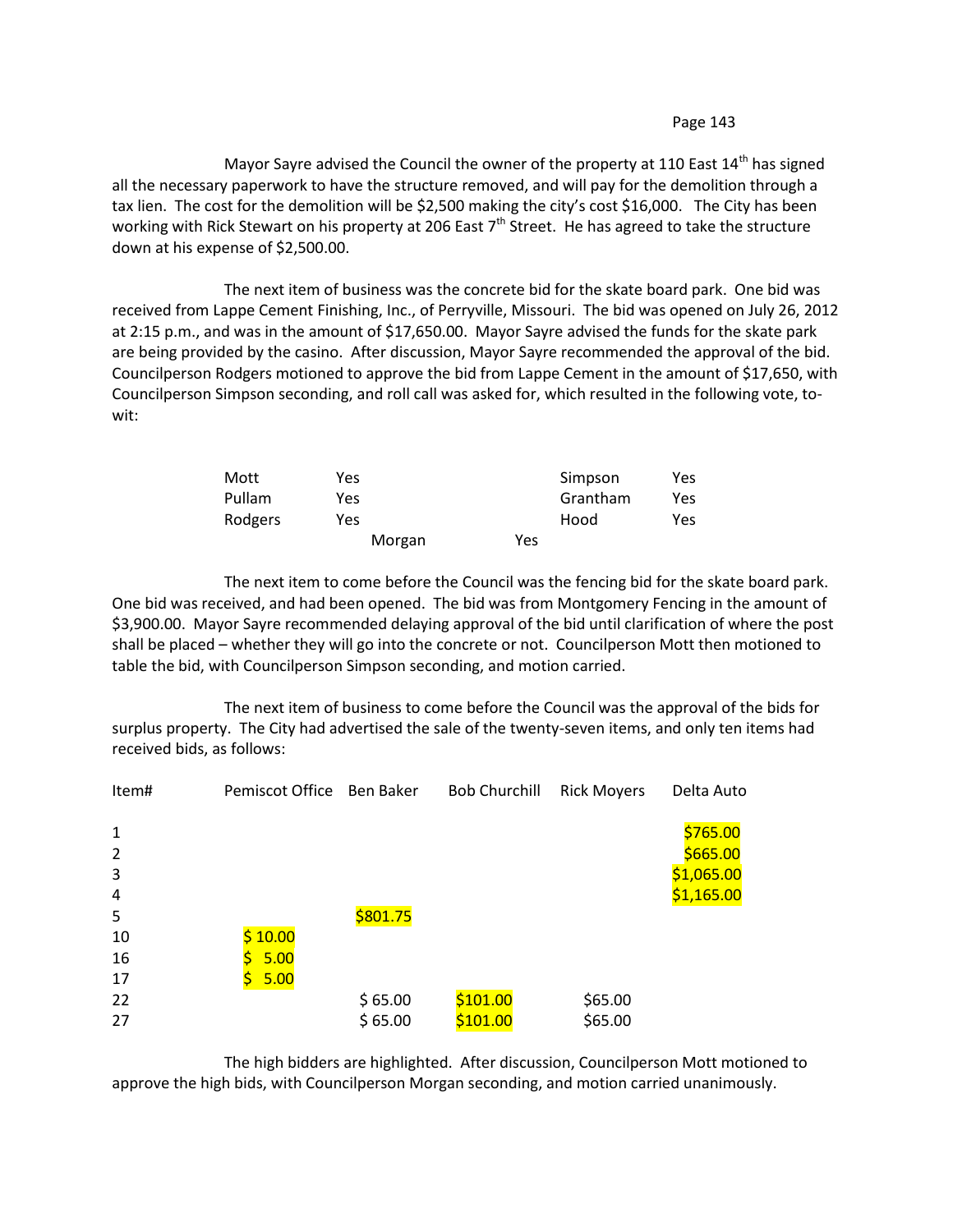Mayor Sayre advised the Council the owner of the property at 110 East 14th has signed all the necessary paperwork to have the structure removed, and will pay for the demolition through a tax lien. The cost for the demolition will be $2,500 making the city's cost $16,000. The City has been working with Rick Stewart on his property at 206 East 7th Street. He has agreed to take the structure down at his expense of $2,500.00.

The next item of business was the concrete bid for the skate board park. One bid was received from Lappe Cement Finishing, Inc., of Perryville, Missouri. The bid was opened on July 26, 2012 at 2:15 p.m., and was in the amount of $17,650.00. Mayor Sayre advised the funds for the skate park are being provided by the casino. After discussion, Mayor Sayre recommended the approval of the bid. Councilperson Rodgers motioned to approve the bid from Lappe Cement in the amount of $17,650, with Councilperson Simpson seconding, and roll call was asked for, which resulted in the following vote, to-wit:

| | | | |
|---|---|---|---|
| Mott | Yes | Simpson | Yes |
| Pullam | Yes | Grantham | Yes |
| Rodgers | Yes | Hood | Yes |
| Morgan | Yes | | |

The next item to come before the Council was the fencing bid for the skate board park. One bid was received, and had been opened. The bid was from Montgomery Fencing in the amount of $3,900.00. Mayor Sayre recommended delaying approval of the bid until clarification of where the post shall be placed – whether they will go into the concrete or not. Councilperson Mott then motioned to table the bid, with Councilperson Simpson seconding, and motion carried.

The next item of business to come before the Council was the approval of the bids for surplus property. The City had advertised the sale of the twenty-seven items, and only ten items had received bids, as follows:

| Item# | Pemiscot Office | Ben Baker | Bob Churchill | Rick Moyers | Delta Auto |
|---|---|---|---|---|---|
| 1 | | | | | $765.00 |
| 2 | | | | | $665.00 |
| 3 | | | | | $1,065.00 |
| 4 | | | | | $1,165.00 |
| 5 | | $801.75 | | | |
| 10 | $ 10.00 | | | | |
| 16 | $ 5.00 | | | | |
| 17 | $ 5.00 | | | | |
| 22 | | $ 65.00 | $101.00 | $65.00 | |
| 27 | | $ 65.00 | $101.00 | $65.00 | |

The high bidders are highlighted. After discussion, Councilperson Mott motioned to approve the high bids, with Councilperson Morgan seconding, and motion carried unanimously.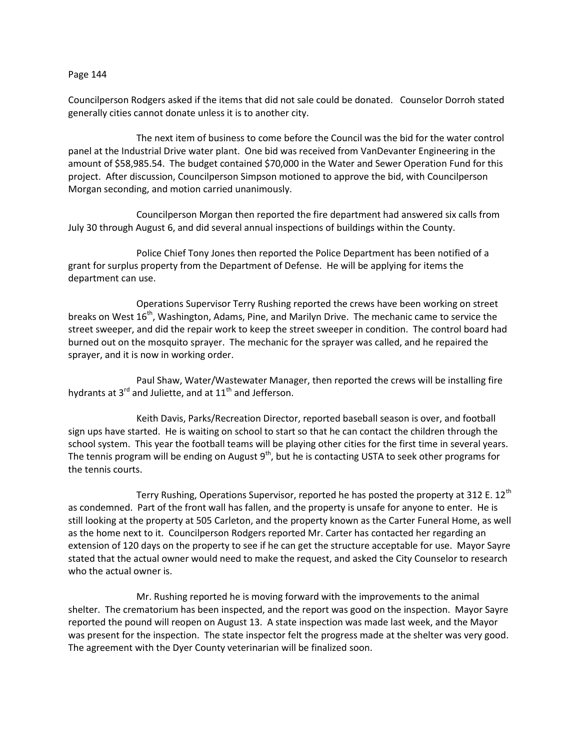Councilperson Rodgers asked if the items that did not sale could be donated. Counselor Dorroh stated generally cities cannot donate unless it is to another city.

The next item of business to come before the Council was the bid for the water control panel at the Industrial Drive water plant. One bid was received from VanDevanter Engineering in the amount of $58,985.54. The budget contained $70,000 in the Water and Sewer Operation Fund for this project. After discussion, Councilperson Simpson motioned to approve the bid, with Councilperson Morgan seconding, and motion carried unanimously.

Councilperson Morgan then reported the fire department had answered six calls from July 30 through August 6, and did several annual inspections of buildings within the County.

Police Chief Tony Jones then reported the Police Department has been notified of a grant for surplus property from the Department of Defense. He will be applying for items the department can use.

Operations Supervisor Terry Rushing reported the crews have been working on street breaks on West 16th, Washington, Adams, Pine, and Marilyn Drive. The mechanic came to service the street sweeper, and did the repair work to keep the street sweeper in condition. The control board had burned out on the mosquito sprayer. The mechanic for the sprayer was called, and he repaired the sprayer, and it is now in working order.

Paul Shaw, Water/Wastewater Manager, then reported the crews will be installing fire hydrants at 3rd and Juliette, and at 11th and Jefferson.

Keith Davis, Parks/Recreation Director, reported baseball season is over, and football sign ups have started. He is waiting on school to start so that he can contact the children through the school system. This year the football teams will be playing other cities for the first time in several years. The tennis program will be ending on August 9th, but he is contacting USTA to seek other programs for the tennis courts.

Terry Rushing, Operations Supervisor, reported he has posted the property at 312 E. 12th as condemned. Part of the front wall has fallen, and the property is unsafe for anyone to enter. He is still looking at the property at 505 Carleton, and the property known as the Carter Funeral Home, as well as the home next to it. Councilperson Rodgers reported Mr. Carter has contacted her regarding an extension of 120 days on the property to see if he can get the structure acceptable for use. Mayor Sayre stated that the actual owner would need to make the request, and asked the City Counselor to research who the actual owner is.

Mr. Rushing reported he is moving forward with the improvements to the animal shelter. The crematorium has been inspected, and the report was good on the inspection. Mayor Sayre reported the pound will reopen on August 13. A state inspection was made last week, and the Mayor was present for the inspection. The state inspector felt the progress made at the shelter was very good. The agreement with the Dyer County veterinarian will be finalized soon.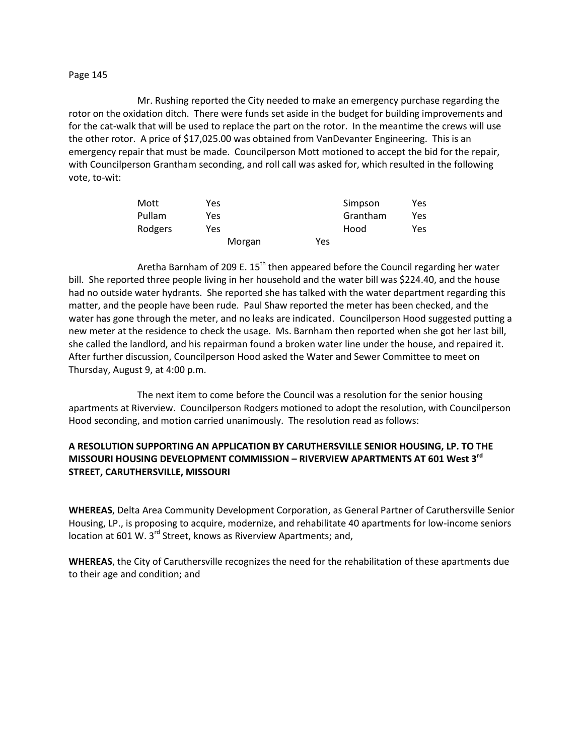Mr. Rushing reported the City needed to make an emergency purchase regarding the rotor on the oxidation ditch. There were funds set aside in the budget for building improvements and for the cat-walk that will be used to replace the part on the rotor. In the meantime the crews will use the other rotor. A price of $17,025.00 was obtained from VanDevanter Engineering. This is an emergency repair that must be made. Councilperson Mott motioned to accept the bid for the repair, with Councilperson Grantham seconding, and roll call was asked for, which resulted in the following vote, to-wit:

| | | | |
|---|---|---|---|
| Mott | Yes | Simpson | Yes |
| Pullam | Yes | Grantham | Yes |
| Rodgers | Yes | Hood | Yes |
| Morgan | Yes | | |

Aretha Barnham of 209 E. 15th then appeared before the Council regarding her water bill. She reported three people living in her household and the water bill was $224.40, and the house had no outside water hydrants. She reported she has talked with the water department regarding this matter, and the people have been rude. Paul Shaw reported the meter has been checked, and the water has gone through the meter, and no leaks are indicated. Councilperson Hood suggested putting a new meter at the residence to check the usage. Ms. Barnham then reported when she got her last bill, she called the landlord, and his repairman found a broken water line under the house, and repaired it. After further discussion, Councilperson Hood asked the Water and Sewer Committee to meet on Thursday, August 9, at 4:00 p.m.

The next item to come before the Council was a resolution for the senior housing apartments at Riverview. Councilperson Rodgers motioned to adopt the resolution, with Councilperson Hood seconding, and motion carried unanimously. The resolution read as follows:

**A RESOLUTION SUPPORTING AN APPLICATION BY CARUTHERSVILLE SENIOR HOUSING, LP. TO THE MISSOURI HOUSING DEVELOPMENT COMMISSION – RIVERVIEW APARTMENTS AT 601 West 3rd STREET, CARUTHERSVILLE, MISSOURI**

**WHEREAS**, Delta Area Community Development Corporation, as General Partner of Caruthersville Senior Housing, LP., is proposing to acquire, modernize, and rehabilitate 40 apartments for low-income seniors location at 601 W. 3rd Street, knows as Riverview Apartments; and,

**WHEREAS**, the City of Caruthersville recognizes the need for the rehabilitation of these apartments due to their age and condition; and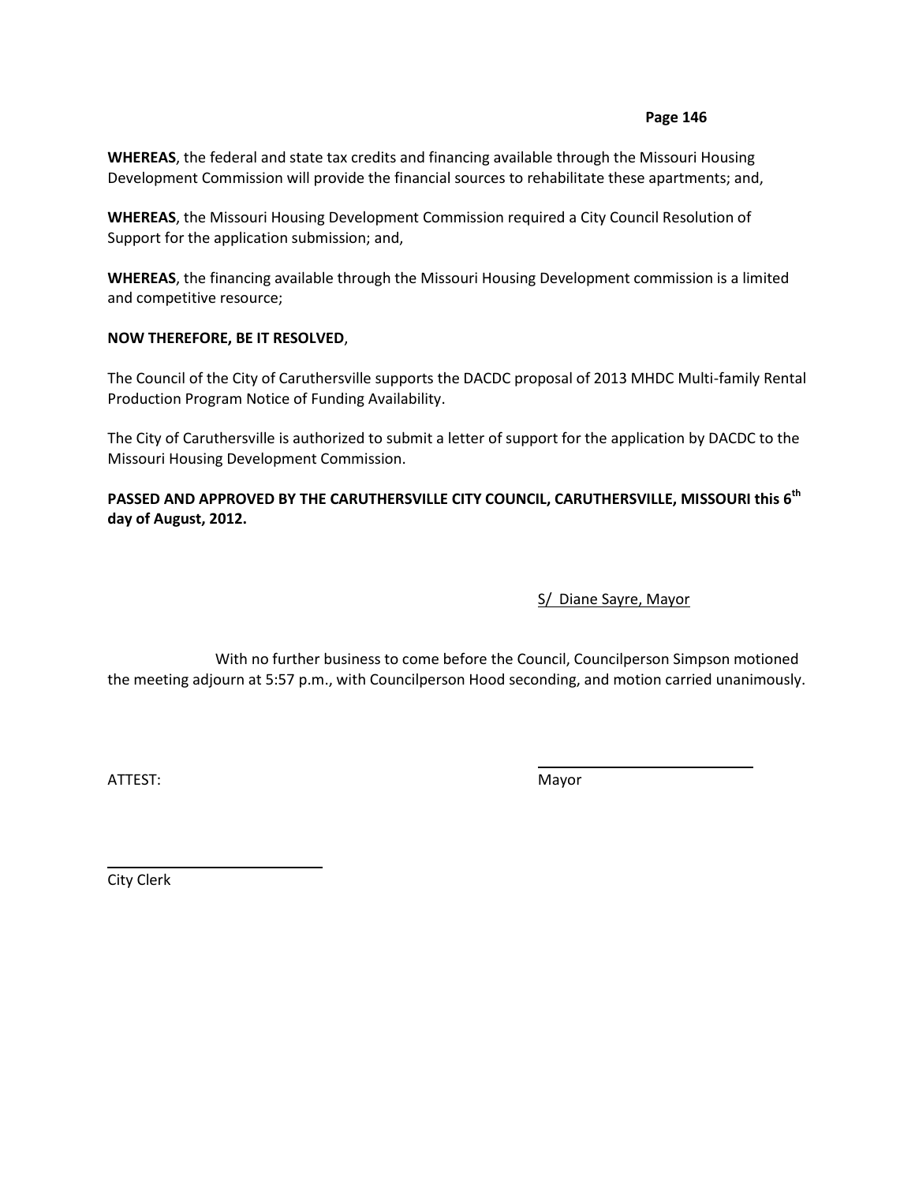**WHEREAS**, the federal and state tax credits and financing available through the Missouri Housing Development Commission will provide the financial sources to rehabilitate these apartments; and,

**WHEREAS**, the Missouri Housing Development Commission required a City Council Resolution of Support for the application submission; and,

**WHEREAS**, the financing available through the Missouri Housing Development commission is a limited and competitive resource;

**NOW THEREFORE, BE IT RESOLVED**,

The Council of the City of Caruthersville supports the DACDC proposal of 2013 MHDC Multi-family Rental Production Program Notice of Funding Availability.

The City of Caruthersville is authorized to submit a letter of support for the application by DACDC to the Missouri Housing Development Commission.

**PASSED AND APPROVED BY THE CARUTHERSVILLE CITY COUNCIL, CARUTHERSVILLE, MISSOURI this 6th day of August, 2012.**

S/ Diane Sayre, Mayor

With no further business to come before the Council, Councilperson Simpson motioned the meeting adjourn at 5:57 p.m., with Councilperson Hood seconding, and motion carried unanimously.

ATTEST: 

Mayor

City Clerk